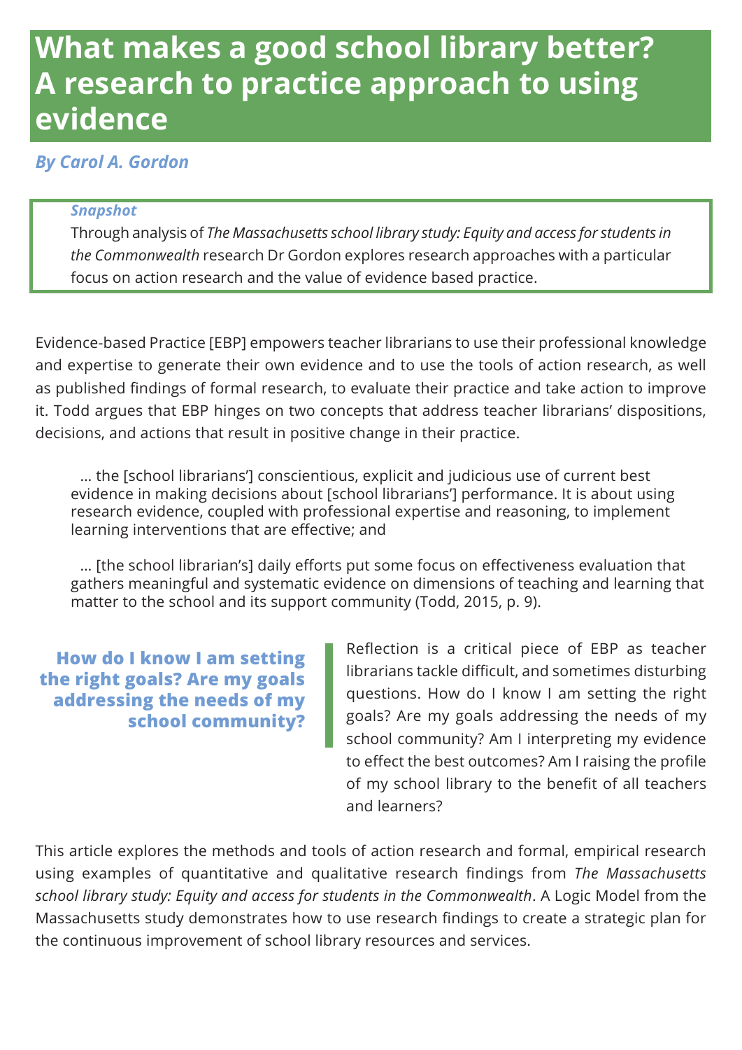# What makes a good school library better? A research to practice approach to using evidence

*By Carol A. Gordon*

> ***Snapshot***
>
> Through analysis of *The Massachusetts school library study: Equity and access for students in the Commonwealth* research Dr Gordon explores research approaches with a particular focus on action research and the value of evidence based practice.

Evidence-based Practice [EBP] empowers teacher librarians to use their professional knowledge and expertise to generate their own evidence and to use the tools of action research, as well as published findings of formal research, to evaluate their practice and take action to improve it. Todd argues that EBP hinges on two concepts that address teacher librarians' dispositions, decisions, and actions that result in positive change in their practice.

> … the [school librarians'] conscientious, explicit and judicious use of current best evidence in making decisions about [school librarians'] performance. It is about using research evidence, coupled with professional expertise and reasoning, to implement learning interventions that are effective; and
>
> … [the school librarian's] daily efforts put some focus on effectiveness evaluation that gathers meaningful and systematic evidence on dimensions of teaching and learning that matter to the school and its support community (Todd, 2015, p. 9).

**How do I know I am setting the right goals? Are my goals addressing the needs of my school community?**

Reflection is a critical piece of EBP as teacher librarians tackle difficult, and sometimes disturbing questions. How do I know I am setting the right goals? Are my goals addressing the needs of my school community? Am I interpreting my evidence to effect the best outcomes? Am I raising the profile of my school library to the benefit of all teachers and learners?

This article explores the methods and tools of action research and formal, empirical research using examples of quantitative and qualitative research findings from *The Massachusetts school library study: Equity and access for students in the Commonwealth*. A Logic Model from the Massachusetts study demonstrates how to use research findings to create a strategic plan for the continuous improvement of school library resources and services.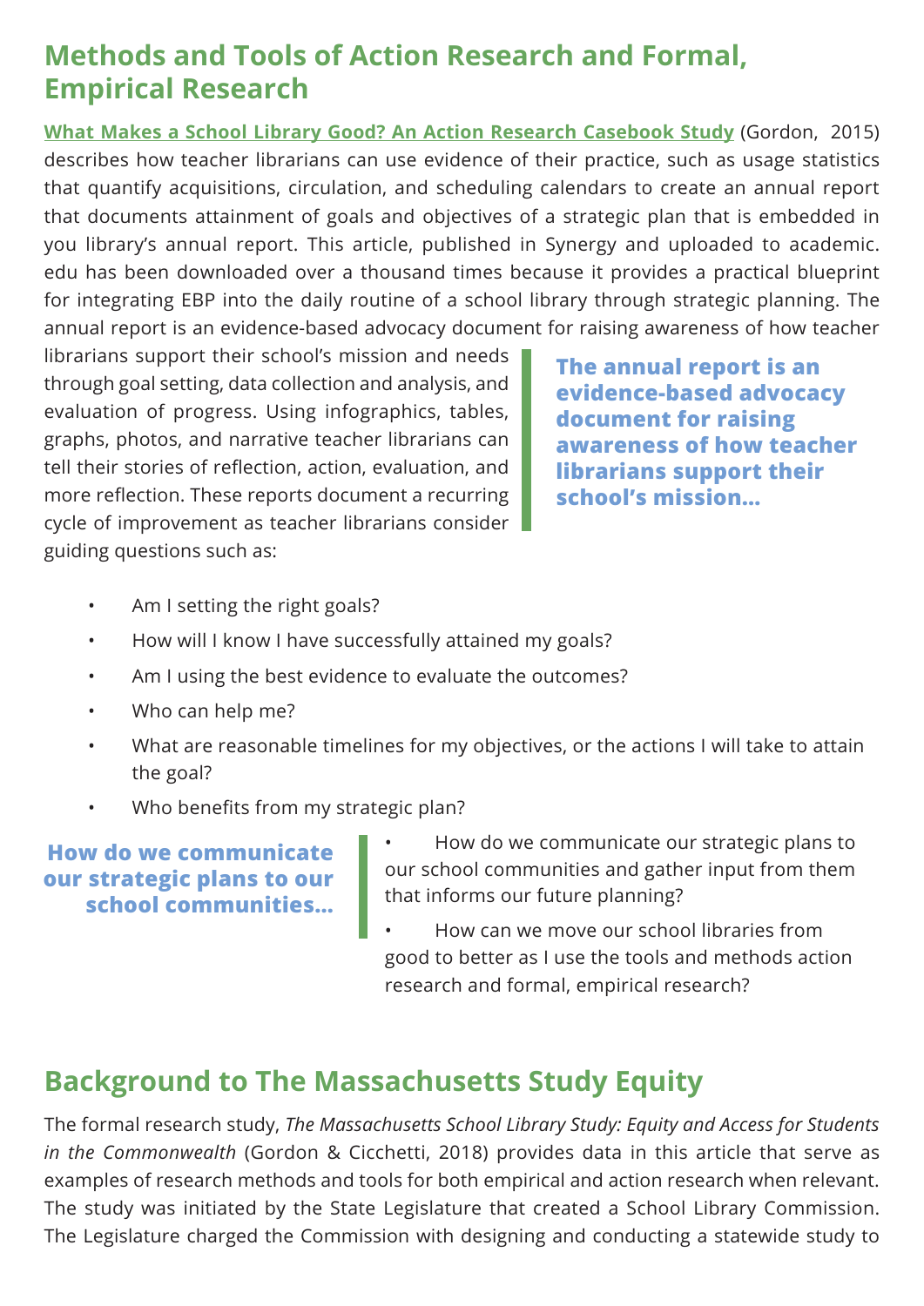## Methods and Tools of Action Research and Formal, Empirical Research

[What Makes a School Library Good? An Action Research Casebook Study](#) (Gordon, 2015) describes how teacher librarians can use evidence of their practice, such as usage statistics that quantify acquisitions, circulation, and scheduling calendars to create an annual report that documents attainment of goals and objectives of a strategic plan that is embedded in you library's annual report. This article, published in Synergy and uploaded to academic.edu has been downloaded over a thousand times because it provides a practical blueprint for integrating EBP into the daily routine of a school library through strategic planning. The annual report is an evidence-based advocacy document for raising awareness of how teacher librarians support their school's mission and needs through goal setting, data collection and analysis, and evaluation of progress. Using infographics, tables, graphs, photos, and narrative teacher librarians can tell their stories of reflection, action, evaluation, and more reflection. These reports document a recurring cycle of improvement as teacher librarians consider guiding questions such as:

> **The annual report is an evidence-based advocacy document for raising awareness of how teacher librarians support their school's mission...**

- Am I setting the right goals?
- How will I know I have successfully attained my goals?
- Am I using the best evidence to evaluate the outcomes?
- Who can help me?
- What are reasonable timelines for my objectives, or the actions I will take to attain the goal?
- Who benefits from my strategic plan?
- How do we communicate our strategic plans to our school communities and gather input from them that informs our future planning?
- How can we move our school libraries from good to better as I use the tools and methods action research and formal, empirical research?

> **How do we communicate our strategic plans to our school communities...**

## Background to The Massachusetts Study Equity

The formal research study, *The Massachusetts School Library Study: Equity and Access for Students in the Commonwealth* (Gordon & Cicchetti, 2018) provides data in this article that serve as examples of research methods and tools for both empirical and action research when relevant. The study was initiated by the State Legislature that created a School Library Commission. The Legislature charged the Commission with designing and conducting a statewide study to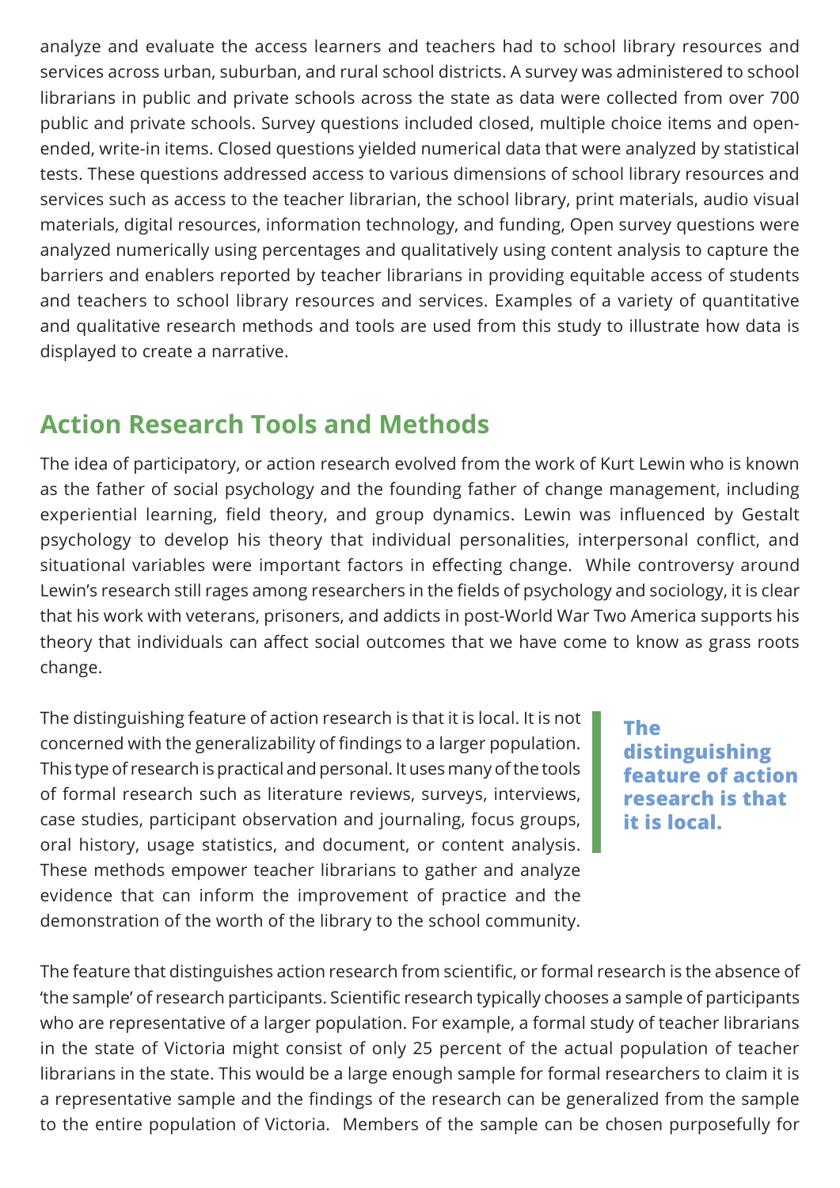analyze and evaluate the access learners and teachers had to school library resources and services across urban, suburban, and rural school districts. A survey was administered to school librarians in public and private schools across the state as data were collected from over 700 public and private schools. Survey questions included closed, multiple choice items and open-ended, write-in items. Closed questions yielded numerical data that were analyzed by statistical tests. These questions addressed access to various dimensions of school library resources and services such as access to the teacher librarian, the school library, print materials, audio visual materials, digital resources, information technology, and funding, Open survey questions were analyzed numerically using percentages and qualitatively using content analysis to capture the barriers and enablers reported by teacher librarians in providing equitable access of students and teachers to school library resources and services. Examples of a variety of quantitative and qualitative research methods and tools are used from this study to illustrate how data is displayed to create a narrative.

## Action Research Tools and Methods

The idea of participatory, or action research evolved from the work of Kurt Lewin who is known as the father of social psychology and the founding father of change management, including experiential learning, field theory, and group dynamics. Lewin was influenced by Gestalt psychology to develop his theory that individual personalities, interpersonal conflict, and situational variables were important factors in effecting change. While controversy around Lewin's research still rages among researchers in the fields of psychology and sociology, it is clear that his work with veterans, prisoners, and addicts in post-World War Two America supports his theory that individuals can affect social outcomes that we have come to know as grass roots change.

The distinguishing feature of action research is that it is local. It is not concerned with the generalizability of findings to a larger population. This type of research is practical and personal. It uses many of the tools of formal research such as literature reviews, surveys, interviews, case studies, participant observation and journaling, focus groups, oral history, usage statistics, and document, or content analysis. These methods empower teacher librarians to gather and analyze evidence that can inform the improvement of practice and the demonstration of the worth of the library to the school community.

> **The distinguishing feature of action research is that it is local.**

The feature that distinguishes action research from scientific, or formal research is the absence of 'the sample' of research participants. Scientific research typically chooses a sample of participants who are representative of a larger population. For example, a formal study of teacher librarians in the state of Victoria might consist of only 25 percent of the actual population of teacher librarians in the state. This would be a large enough sample for formal researchers to claim it is a representative sample and the findings of the research can be generalized from the sample to the entire population of Victoria. Members of the sample can be chosen purposefully for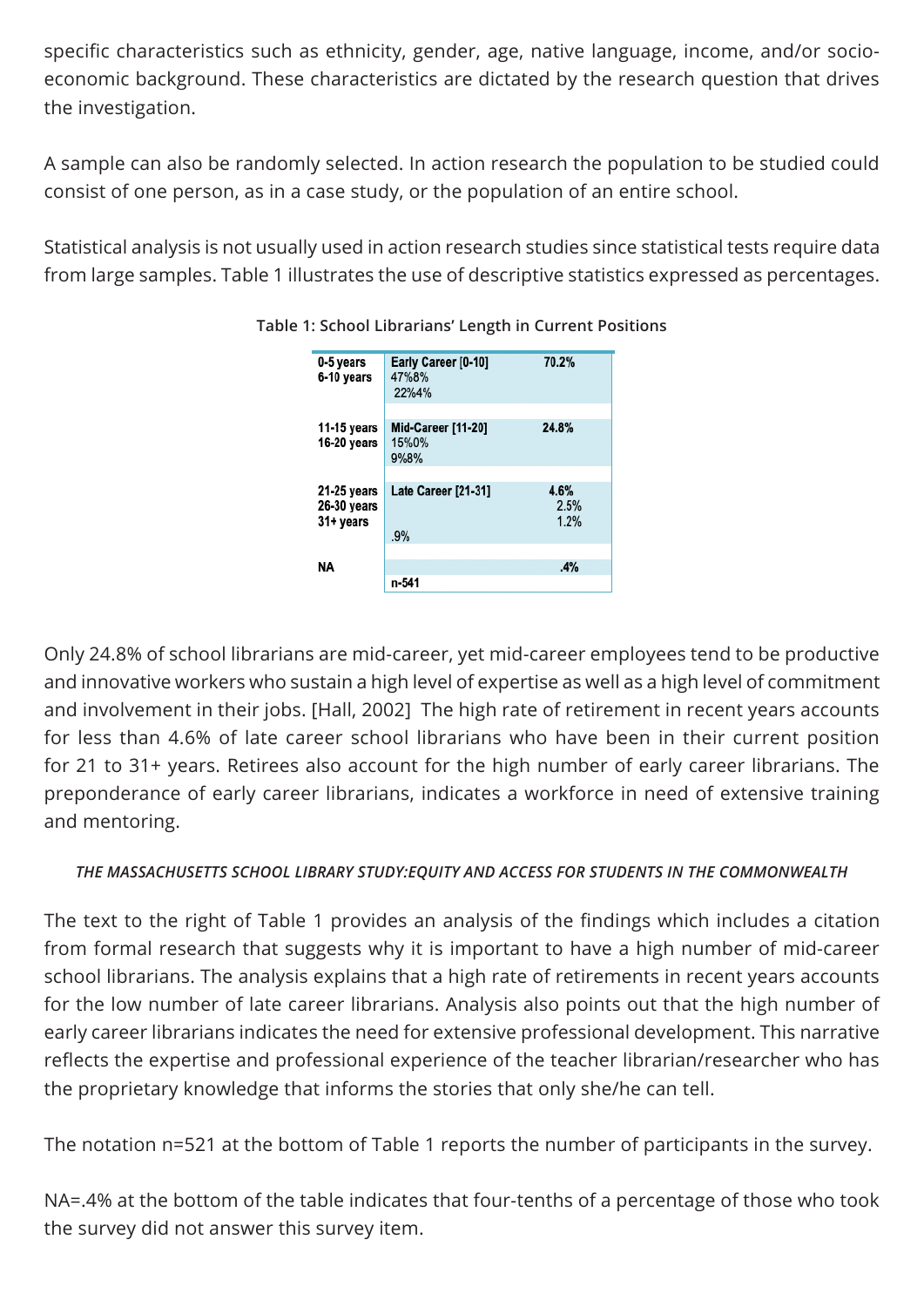specific characteristics such as ethnicity, gender, age, native language, income, and/or socio-economic background. These characteristics are dictated by the research question that drives the investigation.

A sample can also be randomly selected. In action research the population to be studied could consist of one person, as in a case study, or the population of an entire school.

Statistical analysis is not usually used in action research studies since statistical tests require data from large samples. Table 1 illustrates the use of descriptive statistics expressed as percentages.

**Table 1: School Librarians' Length in Current Positions**

| | | |
|---|---|---|
| **0-5 years**<br>**6-10 years** | **Early Career [0-10]**<br>47%8%<br>22%4% | **70.2%** |
| **11-15 years**<br>**16-20 years** | **Mid-Career [11-20]**<br>15%0%<br>9%8% | **24.8%** |
| **21-25 years**<br>**26-30 years**<br>**31+ years** | **Late Career [21-31]**<br>.9% | **4.6%**<br>2.5%<br>1.2% |
| **NA** | **n-541** | **.4%** |

Only 24.8% of school librarians are mid-career, yet mid-career employees tend to be productive and innovative workers who sustain a high level of expertise as well as a high level of commitment and involvement in their jobs. [Hall, 2002] The high rate of retirement in recent years accounts for less than 4.6% of late career school librarians who have been in their current position for 21 to 31+ years. Retirees also account for the high number of early career librarians. The preponderance of early career librarians, indicates a workforce in need of extensive training and mentoring.

***THE MASSACHUSETTS SCHOOL LIBRARY STUDY:EQUITY AND ACCESS FOR STUDENTS IN THE COMMONWEALTH***

The text to the right of Table 1 provides an analysis of the findings which includes a citation from formal research that suggests why it is important to have a high number of mid-career school librarians. The analysis explains that a high rate of retirements in recent years accounts for the low number of late career librarians. Analysis also points out that the high number of early career librarians indicates the need for extensive professional development. This narrative reflects the expertise and professional experience of the teacher librarian/researcher who has the proprietary knowledge that informs the stories that only she/he can tell.

The notation n=521 at the bottom of Table 1 reports the number of participants in the survey.

NA=.4% at the bottom of the table indicates that four-tenths of a percentage of those who took the survey did not answer this survey item.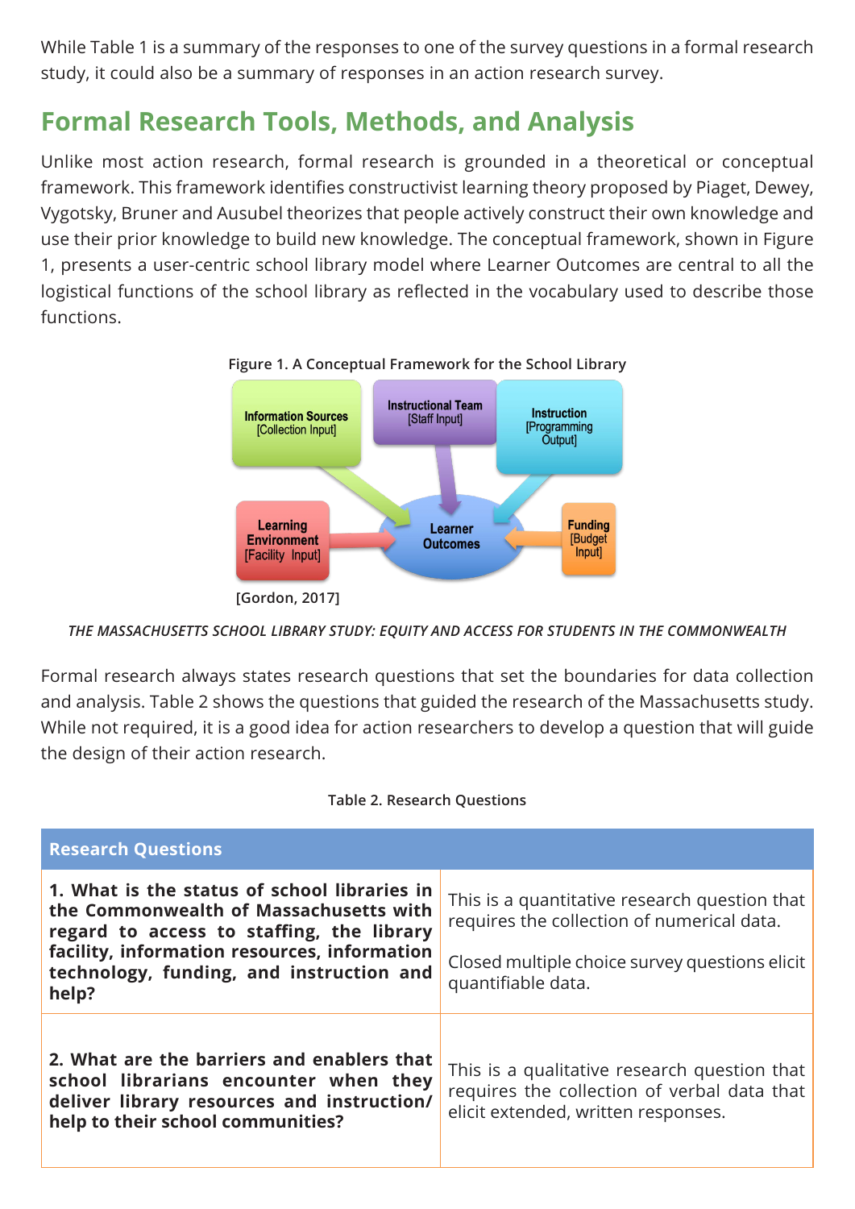While Table 1 is a summary of the responses to one of the survey questions in a formal research study, it could also be a summary of responses in an action research survey.

## Formal Research Tools, Methods, and Analysis

Unlike most action research, formal research is grounded in a theoretical or conceptual framework. This framework identifies constructivist learning theory proposed by Piaget, Dewey, Vygotsky, Bruner and Ausubel theorizes that people actively construct their own knowledge and use their prior knowledge to build new knowledge. The conceptual framework, shown in Figure 1, presents a user-centric school library model where Learner Outcomes are central to all the logistical functions of the school library as reflected in the vocabulary used to describe those functions.

**Figure 1. A Conceptual Framework for the School Library**

Information Sources [Collection Input]
Instructional Team [Staff Input]
Instruction [Programming Output]
Learning Environment [Facility Input]
Learner Outcomes
Funding [Budget Input]

**[Gordon, 2017]**

*THE MASSACHUSETTS SCHOOL LIBRARY STUDY: EQUITY AND ACCESS FOR STUDENTS IN THE COMMONWEALTH*

Formal research always states research questions that set the boundaries for data collection and analysis. Table 2 shows the questions that guided the research of the Massachusetts study. While not required, it is a good idea for action researchers to develop a question that will guide the design of their action research.

**Table 2. Research Questions**

| Research Questions | |
|---|---|
| **1. What is the status of school libraries in the Commonwealth of Massachusetts with regard to access to staffing, the library facility, information resources, information technology, funding, and instruction and help?** | This is a quantitative research question that requires the collection of numerical data.<br><br>Closed multiple choice survey questions elicit quantifiable data. |
| **2. What are the barriers and enablers that school librarians encounter when they deliver library resources and instruction/ help to their school communities?** | This is a qualitative research question that requires the collection of verbal data that elicit extended, written responses. |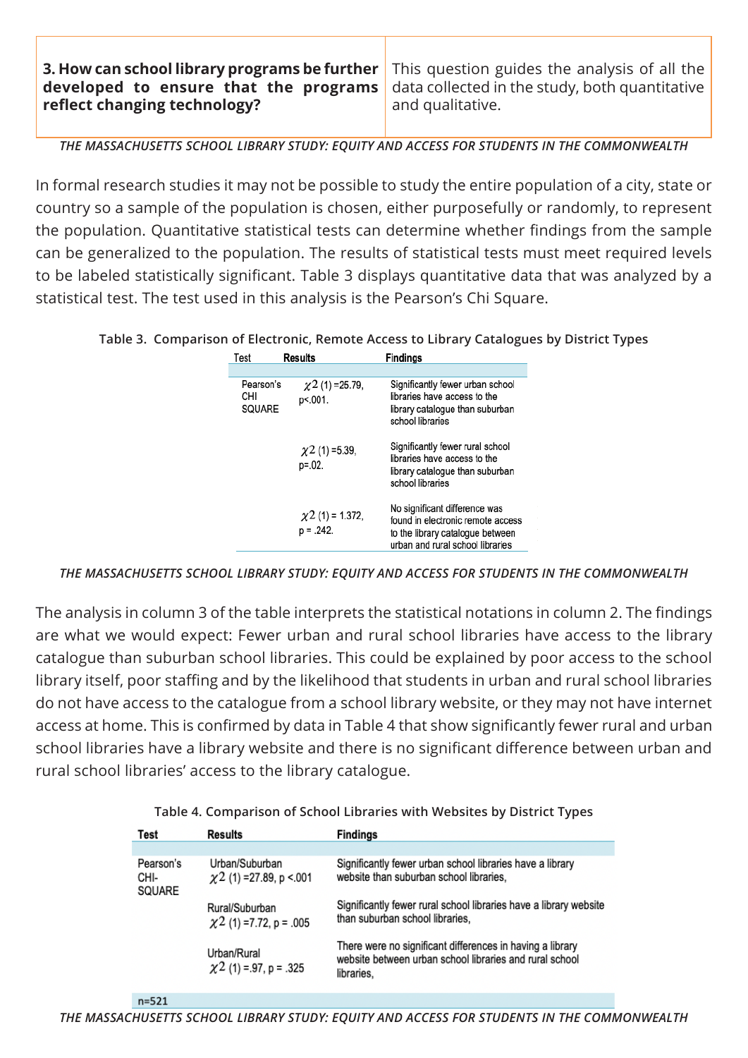| **3. How can school library programs be further developed to ensure that the programs reflect changing technology?** | This question guides the analysis of all the data collected in the study, both quantitative and qualitative. |
|---|---|

*THE MASSACHUSETTS SCHOOL LIBRARY STUDY: EQUITY AND ACCESS FOR STUDENTS IN THE COMMONWEALTH*

In formal research studies it may not be possible to study the entire population of a city, state or country so a sample of the population is chosen, either purposefully or randomly, to represent the population. Quantitative statistical tests can determine whether findings from the sample can be generalized to the population. The results of statistical tests must meet required levels to be labeled statistically significant. Table 3 displays quantitative data that was analyzed by a statistical test. The test used in this analysis is the Pearson's Chi Square.

**Table 3. Comparison of Electronic, Remote Access to Library Catalogues by District Types**

| Test | Results | Findings |
|---|---|---|
| Pearson's CHI SQUARE | $\chi^2$ (1) =25.79, $p<.001$. | Significantly fewer urban school libraries have access to the library catalogue than suburban school libraries |
| | $\chi^2$ (1) =5.39, $p=.02$. | Significantly fewer rural school libraries have access to the library catalogue than suburban school libraries |
| | $\chi^2$ (1) = 1.372, $p = .242$. | No significant difference was found in electronic remote access to the library catalogue between urban and rural school libraries |

*THE MASSACHUSETTS SCHOOL LIBRARY STUDY: EQUITY AND ACCESS FOR STUDENTS IN THE COMMONWEALTH*

The analysis in column 3 of the table interprets the statistical notations in column 2. The findings are what we would expect: Fewer urban and rural school libraries have access to the library catalogue than suburban school libraries. This could be explained by poor access to the school library itself, poor staffing and by the likelihood that students in urban and rural school libraries do not have access to the catalogue from a school library website, or they may not have internet access at home. This is confirmed by data in Table 4 that show significantly fewer rural and urban school libraries have a library website and there is no significant difference between urban and rural school libraries' access to the library catalogue.

**Table 4. Comparison of School Libraries with Websites by District Types**

| Test | Results | Findings |
|---|---|---|
| Pearson's CHI-SQUARE | Urban/Suburban $\chi^2$ (1) =27.89, $p <.001$ | Significantly fewer urban school libraries have a library website than suburban school libraries, |
| | Rural/Suburban $\chi^2$ (1) =7.72, $p = .005$ | Significantly fewer rural school libraries have a library website than suburban school libraries, |
| | Urban/Rural $\chi^2$ (1) =.97, $p = .325$ | There were no significant differences in having a library website between urban school libraries and rural school libraries, |
| n=521 | | |

*THE MASSACHUSETTS SCHOOL LIBRARY STUDY: EQUITY AND ACCESS FOR STUDENTS IN THE COMMONWEALTH*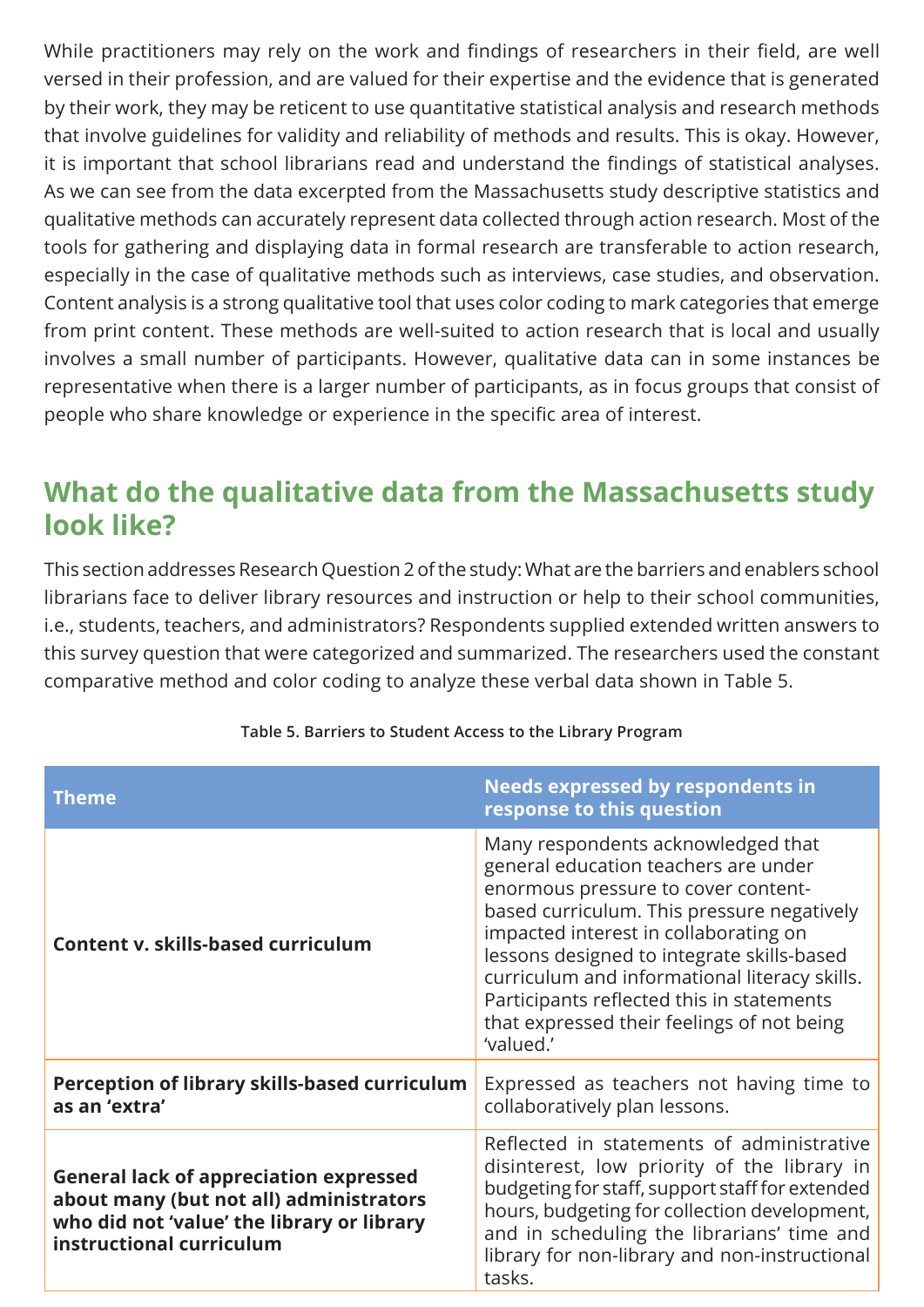While practitioners may rely on the work and findings of researchers in their field, are well versed in their profession, and are valued for their expertise and the evidence that is generated by their work, they may be reticent to use quantitative statistical analysis and research methods that involve guidelines for validity and reliability of methods and results. This is okay. However, it is important that school librarians read and understand the findings of statistical analyses. As we can see from the data excerpted from the Massachusetts study descriptive statistics and qualitative methods can accurately represent data collected through action research. Most of the tools for gathering and displaying data in formal research are transferable to action research, especially in the case of qualitative methods such as interviews, case studies, and observation. Content analysis is a strong qualitative tool that uses color coding to mark categories that emerge from print content. These methods are well-suited to action research that is local and usually involves a small number of participants. However, qualitative data can in some instances be representative when there is a larger number of participants, as in focus groups that consist of people who share knowledge or experience in the specific area of interest.

## What do the qualitative data from the Massachusetts study look like?

This section addresses Research Question 2 of the study: What are the barriers and enablers school librarians face to deliver library resources and instruction or help to their school communities, i.e., students, teachers, and administrators? Respondents supplied extended written answers to this survey question that were categorized and summarized. The researchers used the constant comparative method and color coding to analyze these verbal data shown in Table 5.

**Table 5. Barriers to Student Access to the Library Program**

| Theme | Needs expressed by respondents in response to this question |
|---|---|
| **Content v. skills-based curriculum** | Many respondents acknowledged that general education teachers are under enormous pressure to cover content-based curriculum. This pressure negatively impacted interest in collaborating on lessons designed to integrate skills-based curriculum and informational literacy skills. Participants reflected this in statements that expressed their feelings of not being 'valued.' |
| **Perception of library skills-based curriculum as an 'extra'** | Expressed as teachers not having time to collaboratively plan lessons. |
| **General lack of appreciation expressed about many (but not all) administrators who did not 'value' the library or library instructional curriculum** | Reflected in statements of administrative disinterest, low priority of the library in budgeting for staff, support staff for extended hours, budgeting for collection development, and in scheduling the librarians' time and library for non-library and non-instructional tasks. |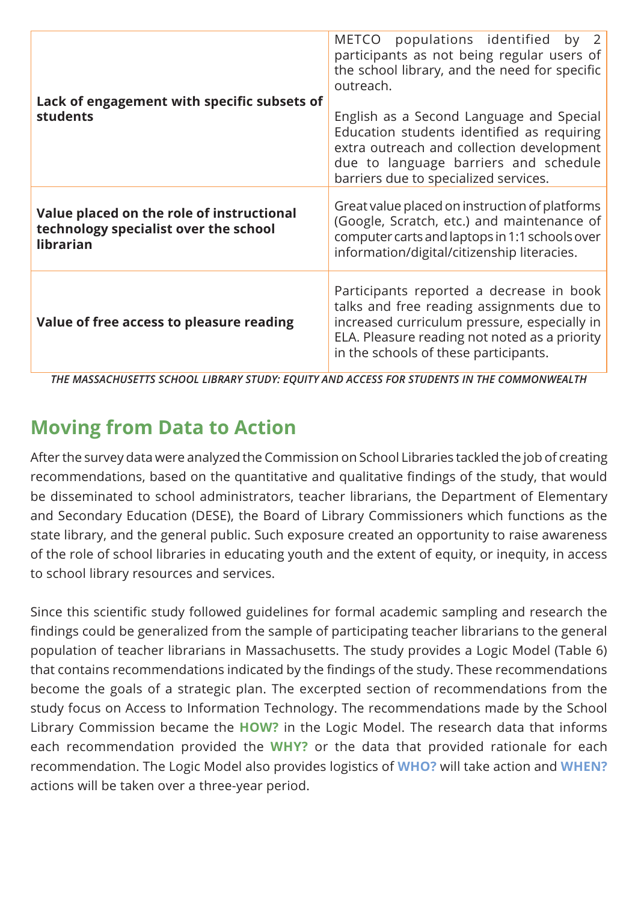| | |
|---|---|
| **Lack of engagement with specific subsets of students** | METCO populations identified by 2 participants as not being regular users of the school library, and the need for specific outreach.<br><br>English as a Second Language and Special Education students identified as requiring extra outreach and collection development due to language barriers and schedule barriers due to specialized services. |
| **Value placed on the role of instructional technology specialist over the school librarian** | Great value placed on instruction of platforms (Google, Scratch, etc.) and maintenance of computer carts and laptops in 1:1 schools over information/digital/citizenship literacies. |
| **Value of free access to pleasure reading** | Participants reported a decrease in book talks and free reading assignments due to increased curriculum pressure, especially in ELA. Pleasure reading not noted as a priority in the schools of these participants. |

***THE MASSACHUSETTS SCHOOL LIBRARY STUDY: EQUITY AND ACCESS FOR STUDENTS IN THE COMMONWEALTH***

## Moving from Data to Action

After the survey data were analyzed the Commission on School Libraries tackled the job of creating recommendations, based on the quantitative and qualitative findings of the study, that would be disseminated to school administrators, teacher librarians, the Department of Elementary and Secondary Education (DESE), the Board of Library Commissioners which functions as the state library, and the general public. Such exposure created an opportunity to raise awareness of the role of school libraries in educating youth and the extent of equity, or inequity, in access to school library resources and services.

Since this scientific study followed guidelines for formal academic sampling and research the findings could be generalized from the sample of participating teacher librarians to the general population of teacher librarians in Massachusetts. The study provides a Logic Model (Table 6) that contains recommendations indicated by the findings of the study. These recommendations become the goals of a strategic plan. The excerpted section of recommendations from the study focus on Access to Information Technology. The recommendations made by the School Library Commission became the **HOW?** in the Logic Model. The research data that informs each recommendation provided the **WHY?** or the data that provided rationale for each recommendation. The Logic Model also provides logistics of **WHO?** will take action and **WHEN?** actions will be taken over a three-year period.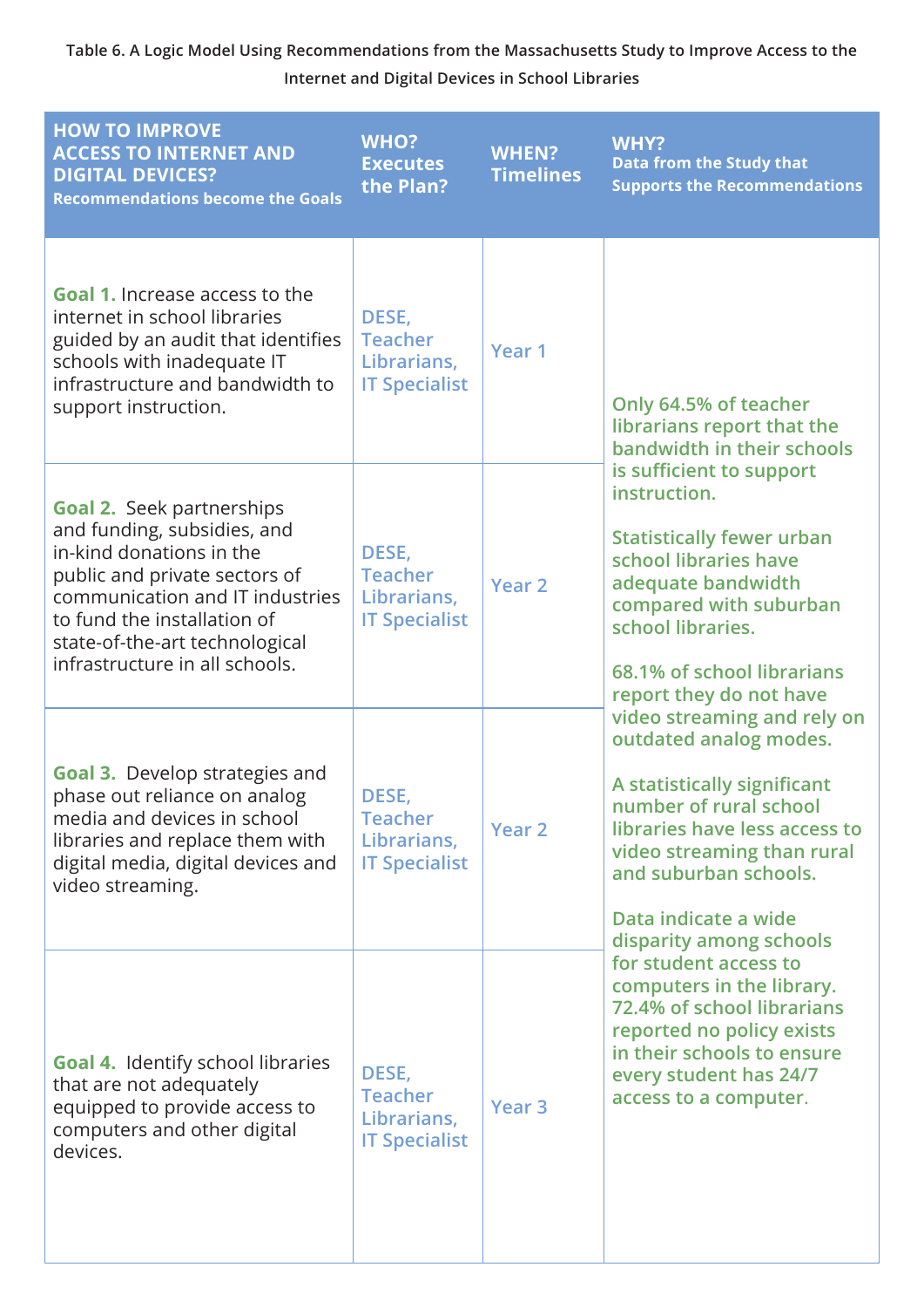Table 6. A Logic Model Using Recommendations from the Massachusetts Study to Improve Access to the Internet and Digital Devices in School Libraries

| HOW TO IMPROVE ACCESS TO INTERNET AND DIGITAL DEVICES? Recommendations become the Goals | WHO? Executes the Plan? | WHEN? Timelines | WHY? Data from the Study that Supports the Recommendations |
|---|---|---|---|
| **Goal 1.** Increase access to the internet in school libraries guided by an audit that identifies schools with inadequate IT infrastructure and bandwidth to support instruction. | DESE, Teacher Librarians, IT Specialist | Year 1 | Only 64.5% of teacher librarians report that the bandwidth in their schools is sufficient to support instruction.<br><br>Statistically fewer urban school libraries have adequate bandwidth compared with suburban school libraries.<br><br>68.1% of school librarians report they do not have video streaming and rely on outdated analog modes.<br><br>A statistically significant number of rural school libraries have less access to video streaming than rural and suburban schools.<br><br>Data indicate a wide disparity among schools for student access to computers in the library. 72.4% of school librarians reported no policy exists in their schools to ensure every student has 24/7 access to a computer. |
| **Goal 2.** Seek partnerships and funding, subsidies, and in-kind donations in the public and private sectors of communication and IT industries to fund the installation of state-of-the-art technological infrastructure in all schools. | DESE, Teacher Librarians, IT Specialist | Year 2 | |
| **Goal 3.** Develop strategies and phase out reliance on analog media and devices in school libraries and replace them with digital media, digital devices and video streaming. | DESE, Teacher Librarians, IT Specialist | Year 2 | |
| **Goal 4.** Identify school libraries that are not adequately equipped to provide access to computers and other digital devices. | DESE, Teacher Librarians, IT Specialist | Year 3 | |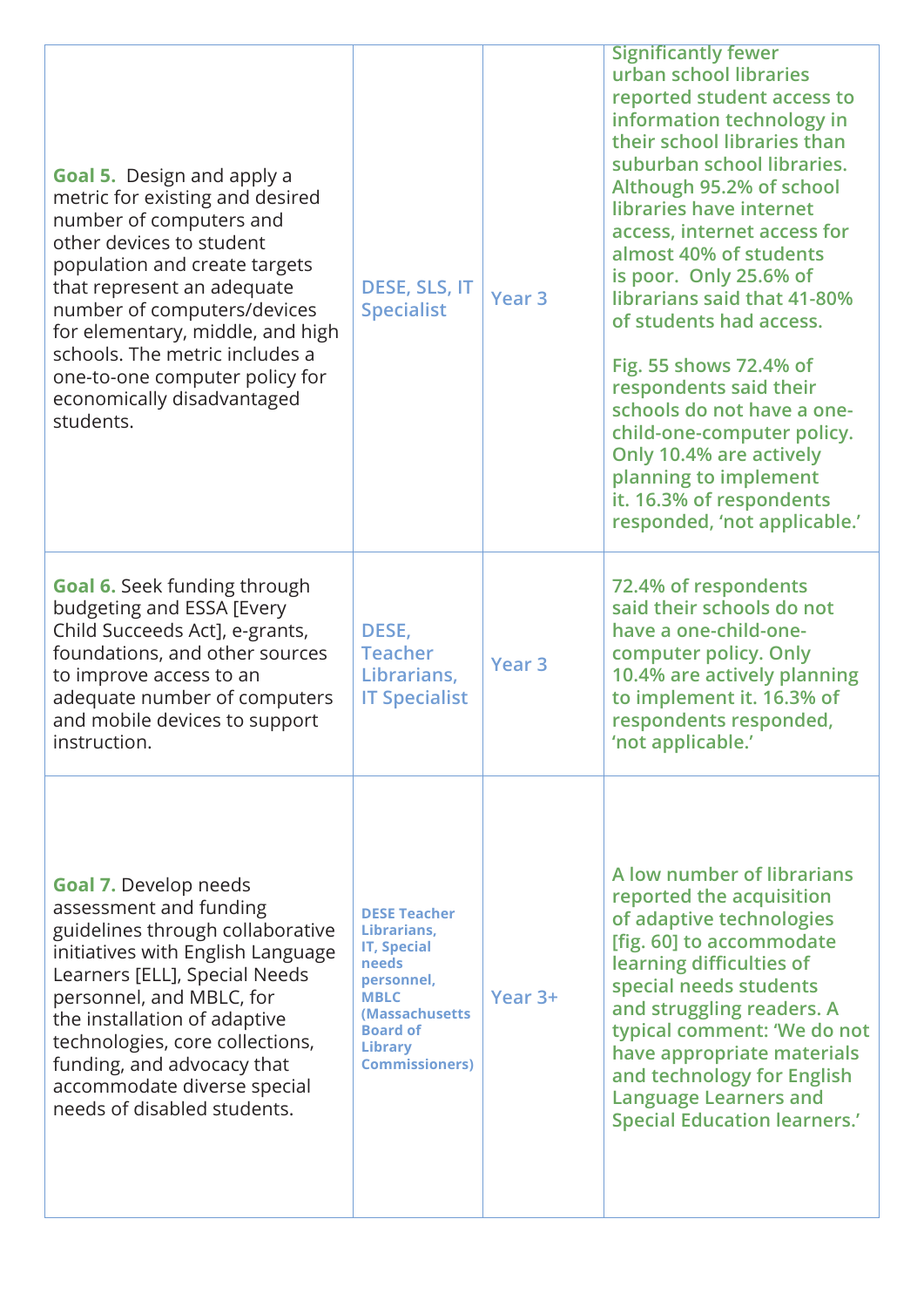| | | | |
|---|---|---|---|
| **Goal 5.** Design and apply a metric for existing and desired number of computers and other devices to student population and create targets that represent an adequate number of computers/devices for elementary, middle, and high schools. The metric includes a one-to-one computer policy for economically disadvantaged students. | DESE, SLS, IT Specialist | Year 3 | Significantly fewer urban school libraries reported student access to information technology in their school libraries than suburban school libraries. Although 95.2% of school libraries have internet access, internet access for almost 40% of students is poor. Only 25.6% of librarians said that 41-80% of students had access.<br><br>Fig. 55 shows 72.4% of respondents said their schools do not have a one-child-one-computer policy. Only 10.4% are actively planning to implement it. 16.3% of respondents responded, 'not applicable.' |
| **Goal 6.** Seek funding through budgeting and ESSA [Every Child Succeeds Act], e-grants, foundations, and other sources to improve access to an adequate number of computers and mobile devices to support instruction. | DESE, Teacher Librarians, IT Specialist | Year 3 | 72.4% of respondents said their schools do not have a one-child-one-computer policy. Only 10.4% are actively planning to implement it. 16.3% of respondents responded, 'not applicable.' |
| **Goal 7.** Develop needs assessment and funding guidelines through collaborative initiatives with English Language Learners [ELL], Special Needs personnel, and MBLC, for the installation of adaptive technologies, core collections, funding, and advocacy that accommodate diverse special needs of disabled students. | DESE Teacher Librarians, IT, Special needs personnel, MBLC (Massachusetts Board of Library Commissioners) | Year 3+ | A low number of librarians reported the acquisition of adaptive technologies [fig. 60] to accommodate learning difficulties of special needs students and struggling readers. A typical comment: 'We do not have appropriate materials and technology for English Language Learners and Special Education learners.' |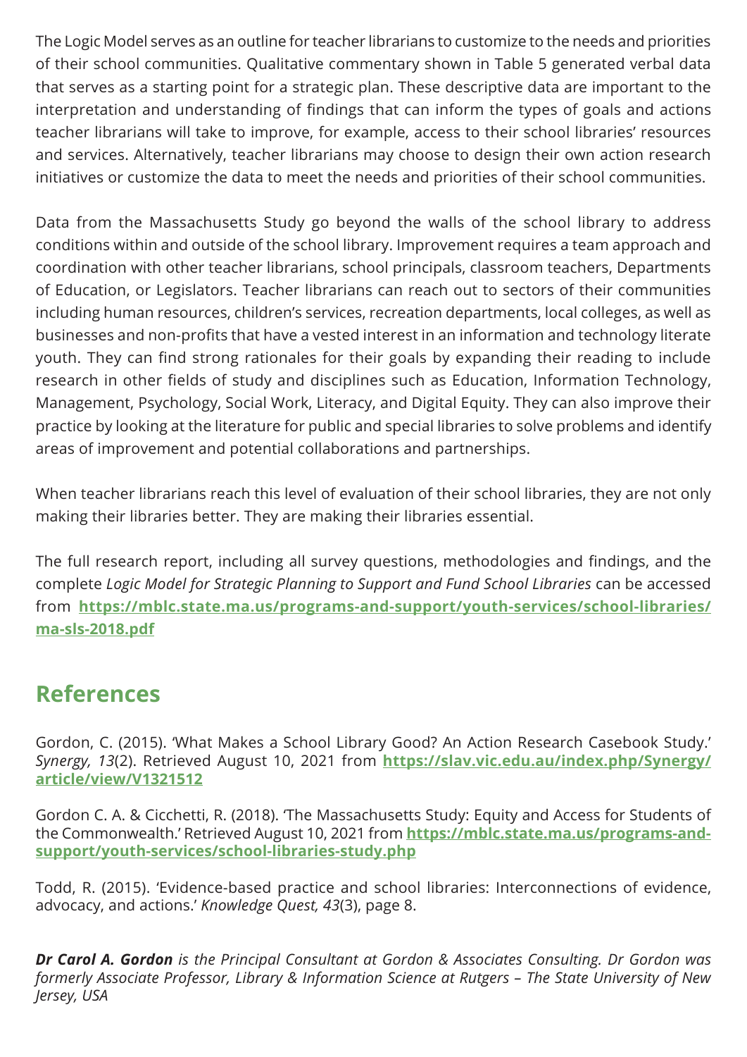The Logic Model serves as an outline for teacher librarians to customize to the needs and priorities of their school communities. Qualitative commentary shown in Table 5 generated verbal data that serves as a starting point for a strategic plan. These descriptive data are important to the interpretation and understanding of findings that can inform the types of goals and actions teacher librarians will take to improve, for example, access to their school libraries' resources and services. Alternatively, teacher librarians may choose to design their own action research initiatives or customize the data to meet the needs and priorities of their school communities.

Data from the Massachusetts Study go beyond the walls of the school library to address conditions within and outside of the school library. Improvement requires a team approach and coordination with other teacher librarians, school principals, classroom teachers, Departments of Education, or Legislators. Teacher librarians can reach out to sectors of their communities including human resources, children's services, recreation departments, local colleges, as well as businesses and non-profits that have a vested interest in an information and technology literate youth. They can find strong rationales for their goals by expanding their reading to include research in other fields of study and disciplines such as Education, Information Technology, Management, Psychology, Social Work, Literacy, and Digital Equity. They can also improve their practice by looking at the literature for public and special libraries to solve problems and identify areas of improvement and potential collaborations and partnerships.

When teacher librarians reach this level of evaluation of their school libraries, they are not only making their libraries better. They are making their libraries essential.

The full research report, including all survey questions, methodologies and findings, and the complete *Logic Model for Strategic Planning to Support and Fund School Libraries* can be accessed from **https://mblc.state.ma.us/programs-and-support/youth-services/school-libraries/ma-sls-2018.pdf**

## References

Gordon, C. (2015). 'What Makes a School Library Good? An Action Research Casebook Study.' *Synergy, 13*(2). Retrieved August 10, 2021 from **https://slav.vic.edu.au/index.php/Synergy/article/view/V1321512**

Gordon C. A. & Cicchetti, R. (2018). 'The Massachusetts Study: Equity and Access for Students of the Commonwealth.' Retrieved August 10, 2021 from **https://mblc.state.ma.us/programs-and-support/youth-services/school-libraries-study.php**

Todd, R. (2015). 'Evidence-based practice and school libraries: Interconnections of evidence, advocacy, and actions.' *Knowledge Quest, 43*(3), page 8.

***Dr Carol A. Gordon*** *is the Principal Consultant at Gordon & Associates Consulting. Dr Gordon was formerly Associate Professor, Library & Information Science at Rutgers – The State University of New Jersey, USA*